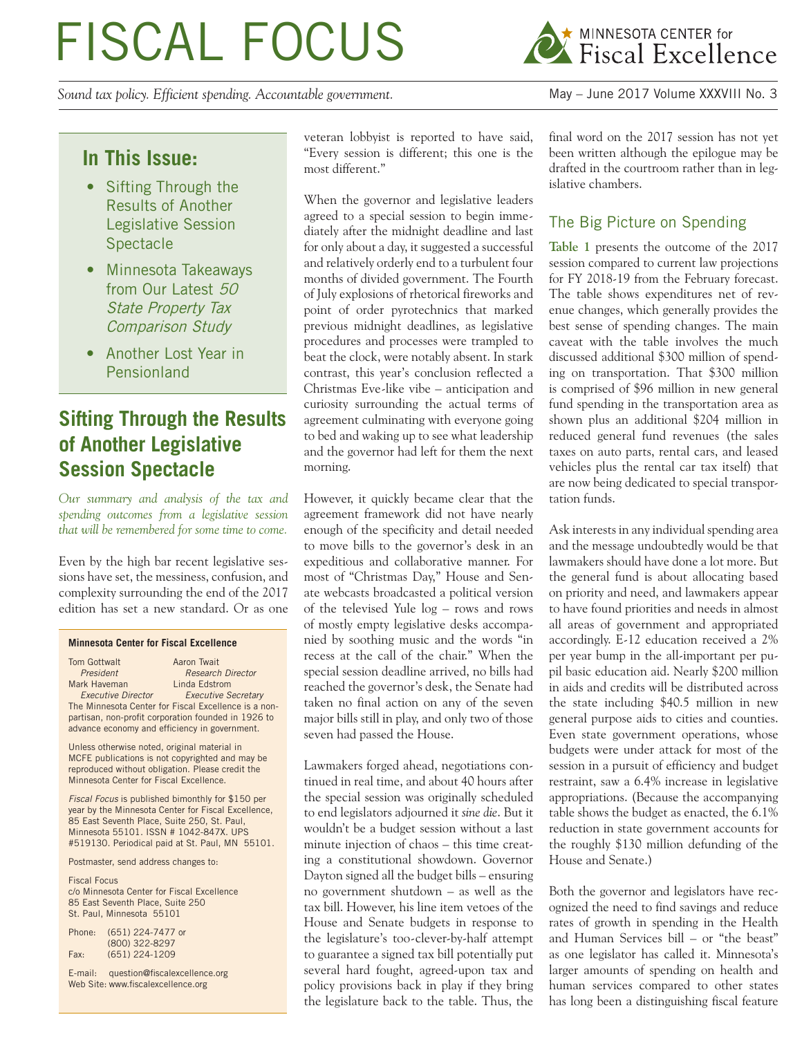# FISCAL FOCUS

MINNESOTA CENTER for Fiscal Excellence

*Sound tax policy. Efficient spending. Accountable government.*

May – June 2017 Volume XXXVIII No. 3

## In This Issue:

- Sifting Through the Results of Another Legislative Session Spectacle
- Minnesota Takeaways from Our Latest *50 State Property Tax Comparison Study*
- Another Lost Year in Pensionland

**Minnesota Center for Fiscal Excellence**

Tom Gottwalt, *President*
Aaron Twait, *Research Director*
Mark Haveman, *Executive Director*
Linda Edstrom, *Executive Secretary*

The Minnesota Center for Fiscal Excellence is a non-partisan, non-profit corporation founded in 1926 to advance economy and efficiency in government.

Unless otherwise noted, original material in MCFE publications is not copyrighted and may be reproduced without obligation. Please credit the Minnesota Center for Fiscal Excellence.

*Fiscal Focus* is published bimonthly for $150 per year by the Minnesota Center for Fiscal Excellence, 85 East Seventh Place, Suite 250, St. Paul, Minnesota 55101. ISSN # 1042-847X. UPS #519130. Periodical paid at St. Paul, MN 55101.

Postmaster, send address changes to:

Fiscal Focus
c/o Minnesota Center for Fiscal Excellence
85 East Seventh Place, Suite 250
St. Paul, Minnesota 55101

Phone: (651) 224-7477 or (800) 322-8297
Fax: (651) 224-1209

E-mail: question@fiscalexcellence.org
Web Site: www.fiscalexcellence.org

## Sifting Through the Results of Another Legislative Session Spectacle

*Our summary and analysis of the tax and spending outcomes from a legislative session that will be remembered for some time to come.*

Even by the high bar recent legislative sessions have set, the messiness, confusion, and complexity surrounding the end of the 2017 edition has set a new standard. Or as one veteran lobbyist is reported to have said, "Every session is different; this one is the most different."

When the governor and legislative leaders agreed to a special session to begin immediately after the midnight deadline and last for only about a day, it suggested a successful and relatively orderly end to a turbulent four months of divided government. The Fourth of July explosions of rhetorical fireworks and point of order pyrotechnics that marked previous midnight deadlines, as legislative procedures and processes were trampled to beat the clock, were notably absent. In stark contrast, this year's conclusion reflected a Christmas Eve-like vibe – anticipation and curiosity surrounding the actual terms of agreement culminating with everyone going to bed and waking up to see what leadership and the governor had left for them the next morning.

However, it quickly became clear that the agreement framework did not have nearly enough of the specificity and detail needed to move bills to the governor's desk in an expeditious and collaborative manner. For most of "Christmas Day," House and Senate webcasts broadcasted a political version of the televised Yule log – rows and rows of mostly empty legislative desks accompanied by soothing music and the words "in recess at the call of the chair." When the special session deadline arrived, no bills had reached the governor's desk, the Senate had taken no final action on any of the seven major bills still in play, and only two of those seven had passed the House.

Lawmakers forged ahead, negotiations continued in real time, and about 40 hours after the special session was originally scheduled to end legislators adjourned it *sine die*. But it wouldn't be a budget session without a last minute injection of chaos – this time creating a constitutional showdown. Governor Dayton signed all the budget bills – ensuring no government shutdown – as well as the tax bill. However, his line item vetoes of the House and Senate budgets in response to the legislature's too-clever-by-half attempt to guarantee a signed tax bill potentially put several hard fought, agreed-upon tax and policy provisions back in play if they bring the legislature back to the table. Thus, the final word on the 2017 session has not yet been written although the epilogue may be drafted in the courtroom rather than in legislative chambers.

### The Big Picture on Spending

**Table 1** presents the outcome of the 2017 session compared to current law projections for FY 2018-19 from the February forecast. The table shows expenditures net of revenue changes, which generally provides the best sense of spending changes. The main caveat with the table involves the much discussed additional $300 million of spending on transportation. That $300 million is comprised of $96 million in new general fund spending in the transportation area as shown plus an additional $204 million in reduced general fund revenues (the sales taxes on auto parts, rental cars, and leased vehicles plus the rental car tax itself) that are now being dedicated to special transportation funds.

Ask interests in any individual spending area and the message undoubtedly would be that lawmakers should have done a lot more. But the general fund is about allocating based on priority and need, and lawmakers appear to have found priorities and needs in almost all areas of government and appropriated accordingly. E-12 education received a 2% per year bump in the all-important per pupil basic education aid. Nearly $200 million in aids and credits will be distributed across the state including $40.5 million in new general purpose aids to cities and counties. Even state government operations, whose budgets were under attack for most of the session in a pursuit of efficiency and budget restraint, saw a 6.4% increase in legislative appropriations. (Because the accompanying table shows the budget as enacted, the 6.1% reduction in state government accounts for the roughly $130 million defunding of the House and Senate.)

Both the governor and legislators have recognized the need to find savings and reduce rates of growth in spending in the Health and Human Services bill – or "the beast" as one legislator has called it. Minnesota's larger amounts of spending on health and human services compared to other states has long been a distinguishing fiscal feature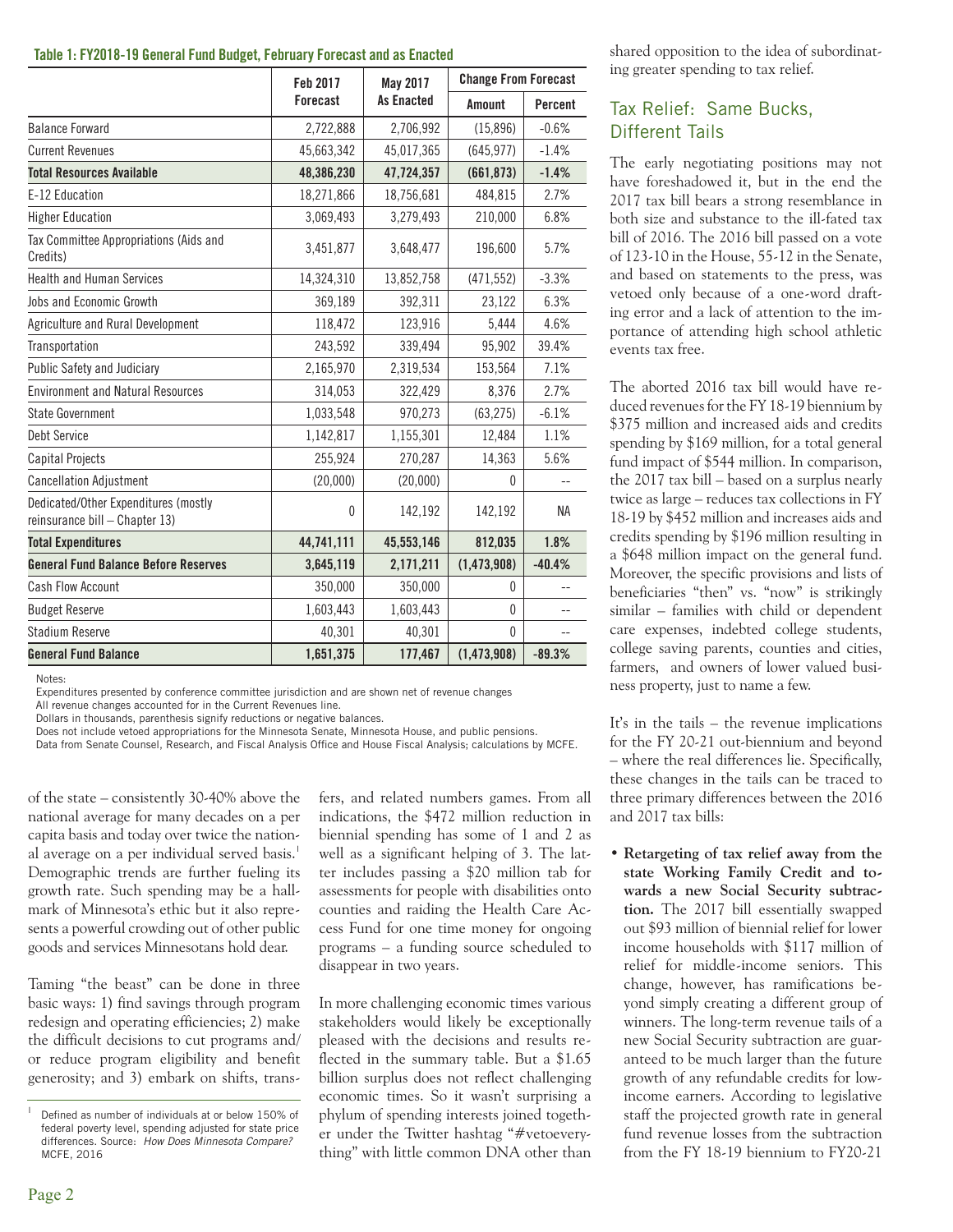**Table 1: FY2018-19 General Fund Budget, February Forecast and as Enacted**

| | Feb 2017 Forecast | May 2017 As Enacted | Change From Forecast | |
|---|---|---|---|---|
| | | | Amount | Percent |
| Balance Forward | 2,722,888 | 2,706,992 | (15,896) | -0.6% |
| Current Revenues | 45,663,342 | 45,017,365 | (645,977) | -1.4% |
| **Total Resources Available** | **48,386,230** | **47,724,357** | **(661,873)** | **-1.4%** |
| E-12 Education | 18,271,866 | 18,756,681 | 484,815 | 2.7% |
| Higher Education | 3,069,493 | 3,279,493 | 210,000 | 6.8% |
| Tax Committee Appropriations (Aids and Credits) | 3,451,877 | 3,648,477 | 196,600 | 5.7% |
| Health and Human Services | 14,324,310 | 13,852,758 | (471,552) | -3.3% |
| Jobs and Economic Growth | 369,189 | 392,311 | 23,122 | 6.3% |
| Agriculture and Rural Development | 118,472 | 123,916 | 5,444 | 4.6% |
| Transportation | 243,592 | 339,494 | 95,902 | 39.4% |
| Public Safety and Judiciary | 2,165,970 | 2,319,534 | 153,564 | 7.1% |
| Environment and Natural Resources | 314,053 | 322,429 | 8,376 | 2.7% |
| State Government | 1,033,548 | 970,273 | (63,275) | -6.1% |
| Debt Service | 1,142,817 | 1,155,301 | 12,484 | 1.1% |
| Capital Projects | 255,924 | 270,287 | 14,363 | 5.6% |
| Cancellation Adjustment | (20,000) | (20,000) | 0 | -- |
| Dedicated/Other Expenditures (mostly reinsurance bill – Chapter 13) | 0 | 142,192 | 142,192 | NA |
| **Total Expenditures** | **44,741,111** | **45,553,146** | **812,035** | **1.8%** |
| **General Fund Balance Before Reserves** | **3,645,119** | **2,171,211** | **(1,473,908)** | **-40.4%** |
| Cash Flow Account | 350,000 | 350,000 | 0 | -- |
| Budget Reserve | 1,603,443 | 1,603,443 | 0 | -- |
| Stadium Reserve | 40,301 | 40,301 | 0 | -- |
| **General Fund Balance** | **1,651,375** | **177,467** | **(1,473,908)** | **-89.3%** |

Notes:
Expenditures presented by conference committee jurisdiction and are shown net of revenue changes
All revenue changes accounted for in the Current Revenues line.
Dollars in thousands, parenthesis signify reductions or negative balances.
Does not include vetoed appropriations for the Minnesota Senate, Minnesota House, and public pensions.
Data from Senate Counsel, Research, and Fiscal Analysis Office and House Fiscal Analysis; calculations by MCFE.

of the state – consistently 30-40% above the national average for many decades on a per capita basis and today over twice the national average on a per individual served basis.[1] Demographic trends are further fueling its growth rate. Such spending may be a hallmark of Minnesota's ethic but it also represents a powerful crowding out of other public goods and services Minnesotans hold dear.

Taming "the beast" can be done in three basic ways: 1) find savings through program redesign and operating efficiencies; 2) make the difficult decisions to cut programs and/or reduce program eligibility and benefit generosity; and 3) embark on shifts, transfers, and related numbers games. From all indications, the $472 million reduction in biennial spending has some of 1 and 2 as well as a significant helping of 3. The latter includes passing a $20 million tab for assessments for people with disabilities onto counties and raiding the Health Care Access Fund for one time money for ongoing programs – a funding source scheduled to disappear in two years.

In more challenging economic times various stakeholders would likely be exceptionally pleased with the decisions and results reflected in the summary table. But a $1.65 billion surplus does not reflect challenging economic times. So it wasn't surprising a phylum of spending interests joined together under the Twitter hashtag "#vetoeverything" with little common DNA other than shared opposition to the idea of subordinating greater spending to tax relief.

## Tax Relief: Same Bucks, Different Tails

The early negotiating positions may not have foreshadowed it, but in the end the 2017 tax bill bears a strong resemblance in both size and substance to the ill-fated tax bill of 2016. The 2016 bill passed on a vote of 123-10 in the House, 55-12 in the Senate, and based on statements to the press, was vetoed only because of a one-word drafting error and a lack of attention to the importance of attending high school athletic events tax free.

The aborted 2016 tax bill would have reduced revenues for the FY 18-19 biennium by $375 million and increased aids and credits spending by $169 million, for a total general fund impact of $544 million. In comparison, the 2017 tax bill – based on a surplus nearly twice as large – reduces tax collections in FY 18-19 by $452 million and increases aids and credits spending by $196 million resulting in a $648 million impact on the general fund. Moreover, the specific provisions and lists of beneficiaries "then" vs. "now" is strikingly similar – families with child or dependent care expenses, indebted college students, college saving parents, counties and cities, farmers, and owners of lower valued business property, just to name a few.

It's in the tails – the revenue implications for the FY 20-21 out-biennium and beyond – where the real differences lie. Specifically, these changes in the tails can be traced to three primary differences between the 2016 and 2017 tax bills:

- **Retargeting of tax relief away from the state Working Family Credit and towards a new Social Security subtraction.** The 2017 bill essentially swapped out $93 million of biennial relief for lower income households with $117 million of relief for middle-income seniors. This change, however, has ramifications beyond simply creating a different group of winners. The long-term revenue tails of a new Social Security subtraction are guaranteed to be much larger than the future growth of any refundable credits for low-income earners. According to legislative staff the projected growth rate in general fund revenue losses from the subtraction from the FY 18-19 biennium to FY20-21

[1] Defined as number of individuals at or below 150% of federal poverty level, spending adjusted for state price differences. Source: *How Does Minnesota Compare?* MCFE, 2016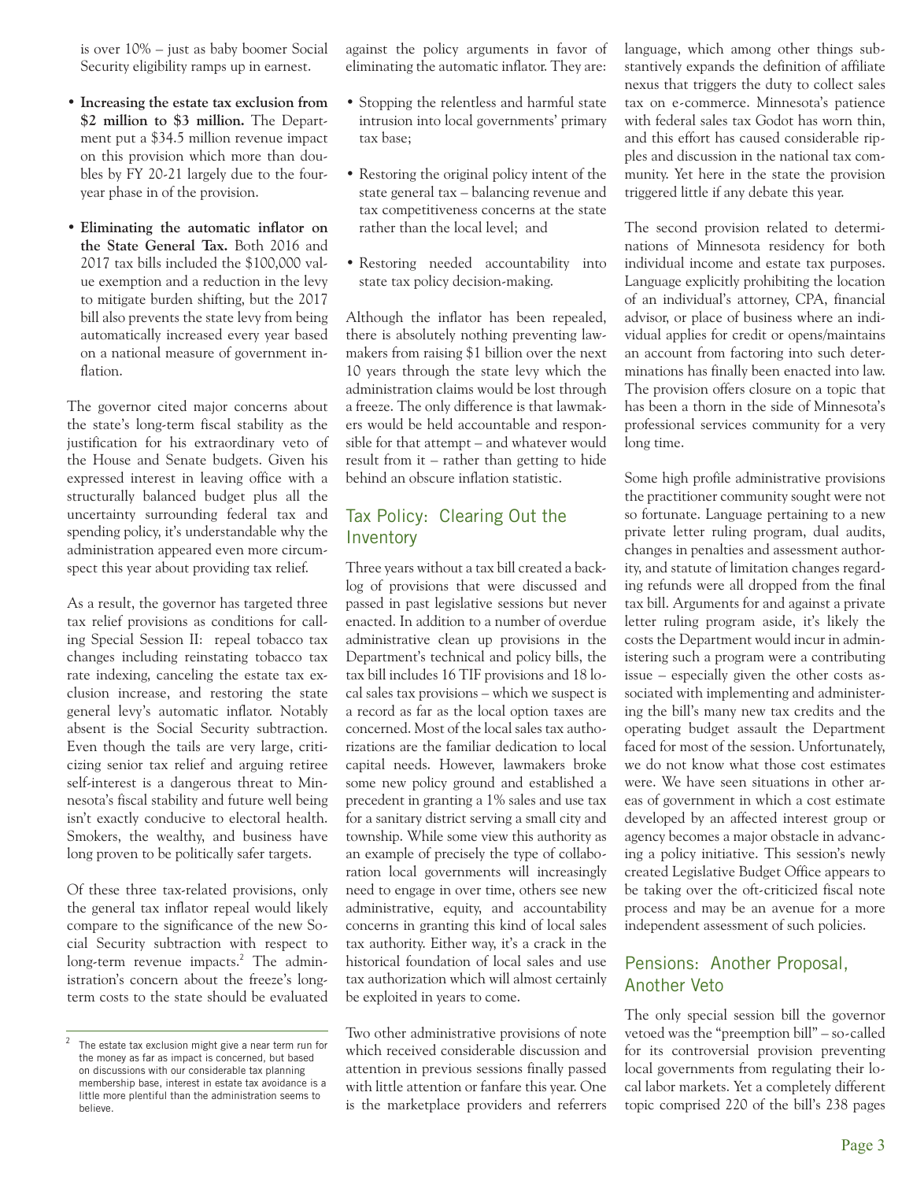is over 10% – just as baby boomer Social Security eligibility ramps up in earnest.

- **Increasing the estate tax exclusion from $2 million to $3 million.** The Department put a $34.5 million revenue impact on this provision which more than doubles by FY 20-21 largely due to the four-year phase in of the provision.
- **Eliminating the automatic inflator on the State General Tax.** Both 2016 and 2017 tax bills included the $100,000 value exemption and a reduction in the levy to mitigate burden shifting, but the 2017 bill also prevents the state levy from being automatically increased every year based on a national measure of government inflation.

The governor cited major concerns about the state's long-term fiscal stability as the justification for his extraordinary veto of the House and Senate budgets. Given his expressed interest in leaving office with a structurally balanced budget plus all the uncertainty surrounding federal tax and spending policy, it's understandable why the administration appeared even more circumspect this year about providing tax relief.

As a result, the governor has targeted three tax relief provisions as conditions for calling Special Session II: repeal tobacco tax changes including reinstating tobacco tax rate indexing, canceling the estate tax exclusion increase, and restoring the state general levy's automatic inflator. Notably absent is the Social Security subtraction. Even though the tails are very large, criticizing senior tax relief and arguing retiree self-interest is a dangerous threat to Minnesota's fiscal stability and future well being isn't exactly conducive to electoral health. Smokers, the wealthy, and business have long proven to be politically safer targets.

Of these three tax-related provisions, only the general tax inflator repeal would likely compare to the significance of the new Social Security subtraction with respect to long-term revenue impacts.[2] The administration's concern about the freeze's long-term costs to the state should be evaluated against the policy arguments in favor of eliminating the automatic inflator. They are:

- Stopping the relentless and harmful state intrusion into local governments' primary tax base;
- Restoring the original policy intent of the state general tax – balancing revenue and tax competitiveness concerns at the state rather than the local level; and
- Restoring needed accountability into state tax policy decision-making.

Although the inflator has been repealed, there is absolutely nothing preventing lawmakers from raising $1 billion over the next 10 years through the state levy which the administration claims would be lost through a freeze. The only difference is that lawmakers would be held accountable and responsible for that attempt – and whatever would result from it – rather than getting to hide behind an obscure inflation statistic.

## Tax Policy: Clearing Out the Inventory

Three years without a tax bill created a backlog of provisions that were discussed and passed in past legislative sessions but never enacted. In addition to a number of overdue administrative clean up provisions in the Department's technical and policy bills, the tax bill includes 16 TIF provisions and 18 local sales tax provisions – which we suspect is a record as far as the local option taxes are concerned. Most of the local sales tax authorizations are the familiar dedication to local capital needs. However, lawmakers broke some new policy ground and established a precedent in granting a 1% sales and use tax for a sanitary district serving a small city and township. While some view this authority as an example of precisely the type of collaboration local governments will increasingly need to engage in over time, others see new administrative, equity, and accountability concerns in granting this kind of local sales tax authority. Either way, it's a crack in the historical foundation of local sales and use tax authorization which will almost certainly be exploited in years to come.

Two other administrative provisions of note which received considerable discussion and attention in previous sessions finally passed with little attention or fanfare this year. One is the marketplace providers and referrers language, which among other things substantively expands the definition of affiliate nexus that triggers the duty to collect sales tax on e-commerce. Minnesota's patience with federal sales tax Godot has worn thin, and this effort has caused considerable ripples and discussion in the national tax community. Yet here in the state the provision triggered little if any debate this year.

The second provision related to determinations of Minnesota residency for both individual income and estate tax purposes. Language explicitly prohibiting the location of an individual's attorney, CPA, financial advisor, or place of business where an individual applies for credit or opens/maintains an account from factoring into such determinations has finally been enacted into law. The provision offers closure on a topic that has been a thorn in the side of Minnesota's professional services community for a very long time.

Some high profile administrative provisions the practitioner community sought were not so fortunate. Language pertaining to a new private letter ruling program, dual audits, changes in penalties and assessment authority, and statute of limitation changes regarding refunds were all dropped from the final tax bill. Arguments for and against a private letter ruling program aside, it's likely the costs the Department would incur in administering such a program were a contributing issue – especially given the other costs associated with implementing and administering the bill's many new tax credits and the operating budget assault the Department faced for most of the session. Unfortunately, we do not know what those cost estimates were. We have seen situations in other areas of government in which a cost estimate developed by an affected interest group or agency becomes a major obstacle in advancing a policy initiative. This session's newly created Legislative Budget Office appears to be taking over the oft-criticized fiscal note process and may be an avenue for a more independent assessment of such policies.

## Pensions: Another Proposal, Another Veto

The only special session bill the governor vetoed was the "preemption bill" – so-called for its controversial provision preventing local governments from regulating their local labor markets. Yet a completely different topic comprised 220 of the bill's 238 pages

---

[2] The estate tax exclusion might give a near term run for the money as far as impact is concerned, but based on discussions with our considerable tax planning membership base, interest in estate tax avoidance is a little more plentiful than the administration seems to believe.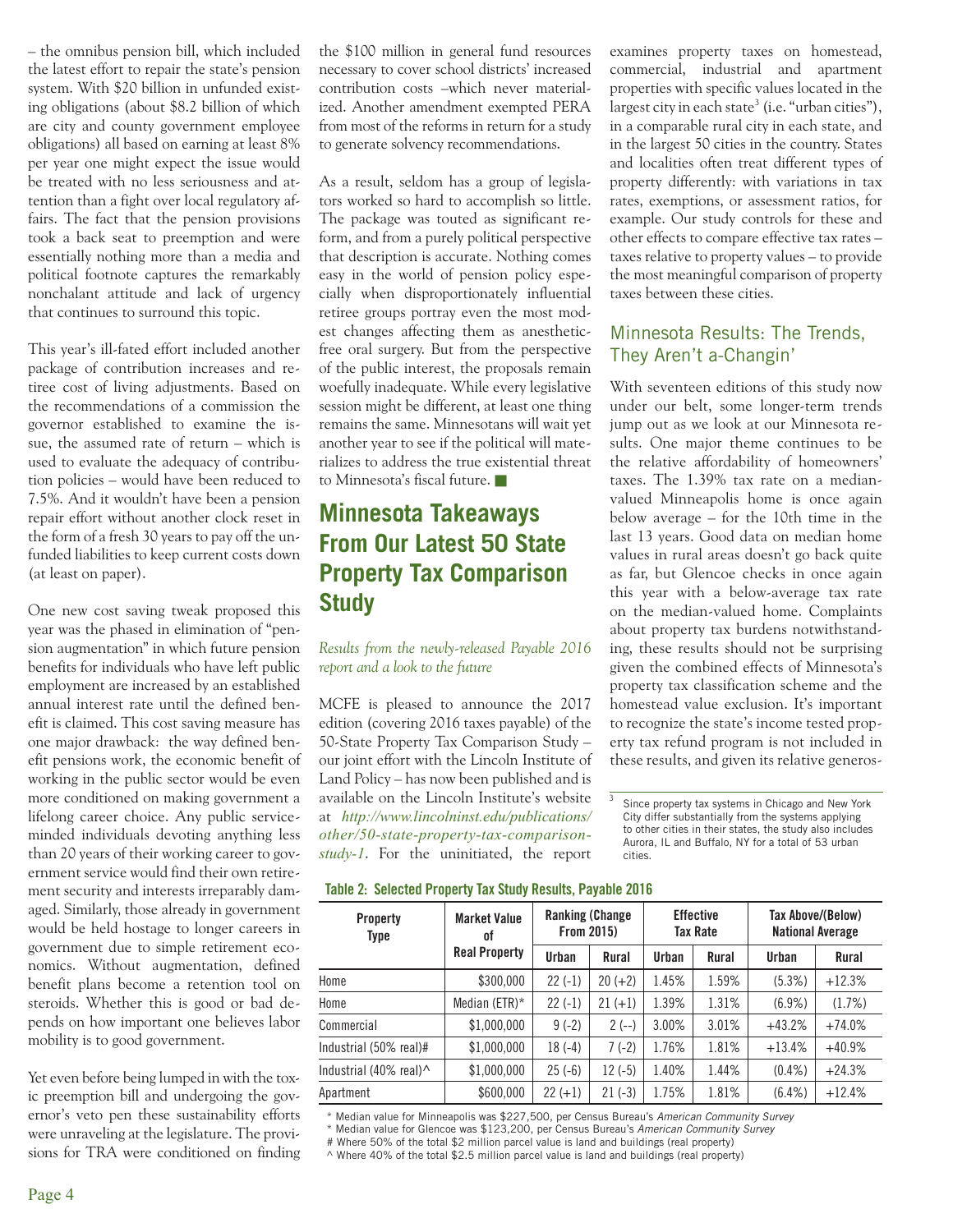– the omnibus pension bill, which included the latest effort to repair the state's pension system. With $20 billion in unfunded existing obligations (about $8.2 billion of which are city and county government employee obligations) all based on earning at least 8% per year one might expect the issue would be treated with no less seriousness and attention than a fight over local regulatory affairs. The fact that the pension provisions took a back seat to preemption and were essentially nothing more than a media and political footnote captures the remarkably nonchalant attitude and lack of urgency that continues to surround this topic.

This year's ill-fated effort included another package of contribution increases and retiree cost of living adjustments. Based on the recommendations of a commission the governor established to examine the issue, the assumed rate of return – which is used to evaluate the adequacy of contribution policies – would have been reduced to 7.5%. And it wouldn't have been a pension repair effort without another clock reset in the form of a fresh 30 years to pay off the unfunded liabilities to keep current costs down (at least on paper).

One new cost saving tweak proposed this year was the phased in elimination of "pension augmentation" in which future pension benefits for individuals who have left public employment are increased by an established annual interest rate until the defined benefit is claimed. This cost saving measure has one major drawback: the way defined benefit pensions work, the economic benefit of working in the public sector would be even more conditioned on making government a lifelong career choice. Any public service-minded individuals devoting anything less than 20 years of their working career to government service would find their own retirement security and interests irreparably damaged. Similarly, those already in government would be held hostage to longer careers in government due to simple retirement economics. Without augmentation, defined benefit plans become a retention tool on steroids. Whether this is good or bad depends on how important one believes labor mobility is to good government.

Yet even before being lumped in with the toxic preemption bill and undergoing the governor's veto pen these sustainability efforts were unraveling at the legislature. The provisions for TRA were conditioned on finding the $100 million in general fund resources necessary to cover school districts' increased contribution costs –which never materialized. Another amendment exempted PERA from most of the reforms in return for a study to generate solvency recommendations.

As a result, seldom has a group of legislators worked so hard to accomplish so little. The package was touted as significant reform, and from a purely political perspective that description is accurate. Nothing comes easy in the world of pension policy especially when disproportionately influential retiree groups portray even the most modest changes affecting them as anesthetic-free oral surgery. But from the perspective of the public interest, the proposals remain woefully inadequate. While every legislative session might be different, at least one thing remains the same. Minnesotans will wait yet another year to see if the political will materializes to address the true existential threat to Minnesota's fiscal future. ■

# Minnesota Takeaways From Our Latest 50 State Property Tax Comparison Study

*Results from the newly-released Payable 2016 report and a look to the future*

MCFE is pleased to announce the 2017 edition (covering 2016 taxes payable) of the 50-State Property Tax Comparison Study – our joint effort with the Lincoln Institute of Land Policy – has now been published and is available on the Lincoln Institute's website at *http://www.lincolninst.edu/publications/other/50-state-property-tax-comparison-study-1*. For the uninitiated, the report examines property taxes on homestead, commercial, industrial and apartment properties with specific values located in the largest city in each state[3] (i.e. "urban cities"), in a comparable rural city in each state, and in the largest 50 cities in the country. States and localities often treat different types of property differently: with variations in tax rates, exemptions, or assessment ratios, for example. Our study controls for these and other effects to compare effective tax rates – taxes relative to property values – to provide the most meaningful comparison of property taxes between these cities.

## Minnesota Results: The Trends, They Aren't a-Changin'

With seventeen editions of this study now under our belt, some longer-term trends jump out as we look at our Minnesota results. One major theme continues to be the relative affordability of homeowners' taxes. The 1.39% tax rate on a median-valued Minneapolis home is once again below average – for the 10th time in the last 13 years. Good data on median home values in rural areas doesn't go back quite as far, but Glencoe checks in once again this year with a below-average tax rate on the median-valued home. Complaints about property tax burdens notwithstanding, these results should not be surprising given the combined effects of Minnesota's property tax classification scheme and the homestead value exclusion. It's important to recognize the state's income tested property tax refund program is not included in these results, and given its relative generos-

[3] Since property tax systems in Chicago and New York City differ substantially from the systems applying to other cities in their states, the study also includes Aurora, IL and Buffalo, NY for a total of 53 urban cities.

**Table 2: Selected Property Tax Study Results, Payable 2016**

| Property Type | Market Value of Real Property | Ranking (Change From 2015) | | Effective Tax Rate | | Tax Above/(Below) National Average | |
|---|---|---|---|---|---|---|---|
| | | Urban | Rural | Urban | Rural | Urban | Rural |
| Home | $300,000 | 22 (-1) | 20 (+2) | 1.45% | 1.59% | (5.3%) | +12.3% |
| Home | Median (ETR)* | 22 (-1) | 21 (+1) | 1.39% | 1.31% | (6.9%) | (1.7%) |
| Commercial | $1,000,000 | 9 (-2) | 2 (--) | 3.00% | 3.01% | +43.2% | +74.0% |
| Industrial (50% real)# | $1,000,000 | 18 (-4) | 7 (-2) | 1.76% | 1.81% | +13.4% | +40.9% |
| Industrial (40% real)^ | $1,000,000 | 25 (-6) | 12 (-5) | 1.40% | 1.44% | (0.4%) | +24.3% |
| Apartment | $600,000 | 22 (+1) | 21 (-3) | 1.75% | 1.81% | (6.4%) | +12.4% |

\* Median value for Minneapolis was $227,500, per Census Bureau's *American Community Survey*
\* Median value for Glencoe was $123,200, per Census Bureau's *American Community Survey*
# Where 50% of the total $2 million parcel value is land and buildings (real property)
^ Where 40% of the total $2.5 million parcel value is land and buildings (real property)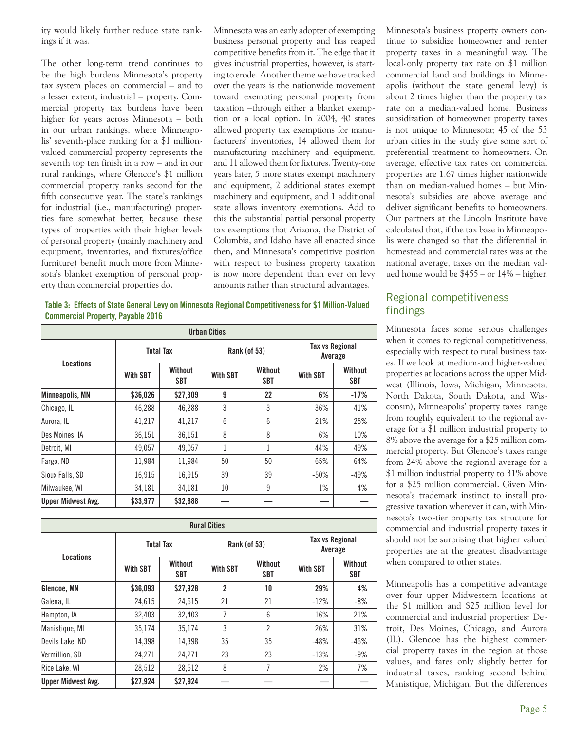ity would likely further reduce state rankings if it was.

The other long-term trend continues to be the high burdens Minnesota's property tax system places on commercial – and to a lesser extent, industrial – property. Commercial property tax burdens have been higher for years across Minnesota – both in our urban rankings, where Minneapolis' seventh-place ranking for a $1 million-valued commercial property represents the seventh top ten finish in a row – and in our rural rankings, where Glencoe's $1 million commercial property ranks second for the fifth consecutive year. The state's rankings for industrial (i.e., manufacturing) properties fare somewhat better, because these types of properties with their higher levels of personal property (mainly machinery and equipment, inventories, and fixtures/office furniture) benefit much more from Minnesota's blanket exemption of personal property than commercial properties do.

Minnesota was an early adopter of exempting business personal property and has reaped competitive benefits from it. The edge that it gives industrial properties, however, is starting to erode. Another theme we have tracked over the years is the nationwide movement toward exempting personal property from taxation –through either a blanket exemption or a local option. In 2004, 40 states allowed property tax exemptions for manufacturers' inventories, 14 allowed them for manufacturing machinery and equipment, and 11 allowed them for fixtures. Twenty-one years later, 5 more states exempt machinery and equipment, 2 additional states exempt machinery and equipment, and 1 additional state allows inventory exemptions. Add to this the substantial partial personal property tax exemptions that Arizona, the District of Columbia, and Idaho have all enacted since then, and Minnesota's competitive position with respect to business property taxation is now more dependent than ever on levy amounts rather than structural advantages.

Minnesota's business property owners continue to subsidize homeowner and renter property taxes in a meaningful way. The local-only property tax rate on $1 million commercial land and buildings in Minneapolis (without the state general levy) is about 2 times higher than the property tax rate on a median-valued home. Business subsidization of homeowner property taxes is not unique to Minnesota; 45 of the 53 urban cities in the study give some sort of preferential treatment to homeowners. On average, effective tax rates on commercial properties are 1.67 times higher nationwide than on median-valued homes – but Minnesota's subsidies are above average and deliver significant benefits to homeowners. Our partners at the Lincoln Institute have calculated that, if the tax base in Minneapolis were changed so that the differential in homestead and commercial rates was at the national average, taxes on the median valued home would be $455 – or 14% – higher.

**Table 3: Effects of State General Levy on Minnesota Regional Competitiveness for $1 Million-Valued Commercial Property, Payable 2016**

| Urban Cities | | | | | | |
|---|---|---|---|---|---|---|
| Locations | Total Tax | | Rank (of 53) | | Tax vs Regional Average | |
| | With SBT | Without SBT | With SBT | Without SBT | With SBT | Without SBT |
| **Minneapolis, MN** | **$36,026** | **$27,309** | **9** | **22** | **6%** | **-17%** |
| Chicago, IL | 46,288 | 46,288 | 3 | 3 | 36% | 41% |
| Aurora, IL | 41,217 | 41,217 | 6 | 6 | 21% | 25% |
| Des Moines, IA | 36,151 | 36,151 | 8 | 8 | 6% | 10% |
| Detroit, MI | 49,057 | 49,057 | 1 | 1 | 44% | 49% |
| Fargo, ND | 11,984 | 11,984 | 50 | 50 | -65% | -64% |
| Sioux Falls, SD | 16,915 | 16,915 | 39 | 39 | -50% | -49% |
| Milwaukee, WI | 34,181 | 34,181 | 10 | 9 | 1% | 4% |
| **Upper Midwest Avg.** | **$33,977** | **$32,888** | — | — | — | — |

| Rural Cities | | | | | | |
|---|---|---|---|---|---|---|
| Locations | Total Tax | | Rank (of 53) | | Tax vs Regional Average | |
| | With SBT | Without SBT | With SBT | Without SBT | With SBT | Without SBT |
| **Glencoe, MN** | **$36,093** | **$27,928** | **2** | **10** | **29%** | **4%** |
| Galena, IL | 24,615 | 24,615 | 21 | 21 | -12% | -8% |
| Hampton, IA | 32,403 | 32,403 | 7 | 6 | 16% | 21% |
| Manistique, MI | 35,174 | 35,174 | 3 | 2 | 26% | 31% |
| Devils Lake, ND | 14,398 | 14,398 | 35 | 35 | -48% | -46% |
| Vermillion, SD | 24,271 | 24,271 | 23 | 23 | -13% | -9% |
| Rice Lake, WI | 28,512 | 28,512 | 8 | 7 | 2% | 7% |
| **Upper Midwest Avg.** | **$27,924** | **$27,924** | — | — | — | — |

## Regional competitiveness findings

Minnesota faces some serious challenges when it comes to regional competitiveness, especially with respect to rural business taxes. If we look at medium-and higher-valued properties at locations across the upper Midwest (Illinois, Iowa, Michigan, Minnesota, North Dakota, South Dakota, and Wisconsin), Minneapolis' property taxes range from roughly equivalent to the regional average for a $1 million industrial property to 8% above the average for a $25 million commercial property. But Glencoe's taxes range from 24% above the regional average for a $1 million industrial property to 31% above for a $25 million commercial. Given Minnesota's trademark instinct to install progressive taxation wherever it can, with Minnesota's two-tier property tax structure for commercial and industrial property taxes it should not be surprising that higher valued properties are at the greatest disadvantage when compared to other states.

Minneapolis has a competitive advantage over four upper Midwestern locations at the $1 million and $25 million level for commercial and industrial properties: Detroit, Des Moines, Chicago, and Aurora (IL). Glencoe has the highest commercial property taxes in the region at those values, and fares only slightly better for industrial taxes, ranking second behind Manistique, Michigan. But the differences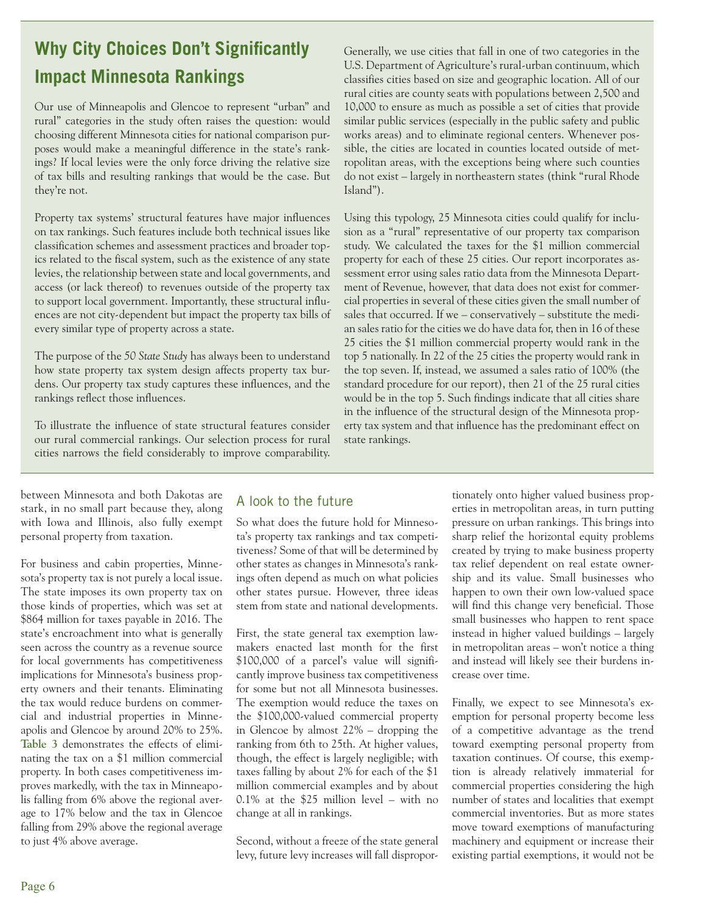## Why City Choices Don't Significantly Impact Minnesota Rankings

Our use of Minneapolis and Glencoe to represent "urban" and rural" categories in the study often raises the question: would choosing different Minnesota cities for national comparison purposes would make a meaningful difference in the state's rankings? If local levies were the only force driving the relative size of tax bills and resulting rankings that would be the case. But they're not.

Property tax systems' structural features have major influences on tax rankings. Such features include both technical issues like classification schemes and assessment practices and broader topics related to the fiscal system, such as the existence of any state levies, the relationship between state and local governments, and access (or lack thereof) to revenues outside of the property tax to support local government. Importantly, these structural influences are not city-dependent but impact the property tax bills of every similar type of property across a state.

The purpose of the *50 State Study* has always been to understand how state property tax system design affects property tax burdens. Our property tax study captures these influences, and the rankings reflect those influences.

To illustrate the influence of state structural features consider our rural commercial rankings. Our selection process for rural cities narrows the field considerably to improve comparability. Generally, we use cities that fall in one of two categories in the U.S. Department of Agriculture's rural-urban continuum, which classifies cities based on size and geographic location. All of our rural cities are county seats with populations between 2,500 and 10,000 to ensure as much as possible a set of cities that provide similar public services (especially in the public safety and public works areas) and to eliminate regional centers. Whenever possible, the cities are located in counties located outside of metropolitan areas, with the exceptions being where such counties do not exist – largely in northeastern states (think "rural Rhode Island").

Using this typology, 25 Minnesota cities could qualify for inclusion as a "rural" representative of our property tax comparison study. We calculated the taxes for the $1 million commercial property for each of these 25 cities. Our report incorporates assessment error using sales ratio data from the Minnesota Department of Revenue, however, that data does not exist for commercial properties in several of these cities given the small number of sales that occurred. If we – conservatively – substitute the median sales ratio for the cities we do have data for, then in 16 of these 25 cities the $1 million commercial property would rank in the top 5 nationally. In 22 of the 25 cities the property would rank in the top seven. If, instead, we assumed a sales ratio of 100% (the standard procedure for our report), then 21 of the 25 rural cities would be in the top 5. Such findings indicate that all cities share in the influence of the structural design of the Minnesota property tax system and that influence has the predominant effect on state rankings.

between Minnesota and both Dakotas are stark, in no small part because they, along with Iowa and Illinois, also fully exempt personal property from taxation.

For business and cabin properties, Minnesota's property tax is not purely a local issue. The state imposes its own property tax on those kinds of properties, which was set at $864 million for taxes payable in 2016. The state's encroachment into what is generally seen across the country as a revenue source for local governments has competitiveness implications for Minnesota's business property owners and their tenants. Eliminating the tax would reduce burdens on commercial and industrial properties in Minneapolis and Glencoe by around 20% to 25%. **Table 3** demonstrates the effects of eliminating the tax on a $1 million commercial property. In both cases competitiveness improves markedly, with the tax in Minneapolis falling from 6% above the regional average to 17% below and the tax in Glencoe falling from 29% above the regional average to just 4% above average.

### A look to the future

So what does the future hold for Minnesota's property tax rankings and tax competitiveness? Some of that will be determined by other states as changes in Minnesota's rankings often depend as much on what policies other states pursue. However, three ideas stem from state and national developments.

First, the state general tax exemption lawmakers enacted last month for the first $100,000 of a parcel's value will significantly improve business tax competitiveness for some but not all Minnesota businesses. The exemption would reduce the taxes on the $100,000-valued commercial property in Glencoe by almost 22% – dropping the ranking from 6th to 25th. At higher values, though, the effect is largely negligible; with taxes falling by about 2% for each of the $1 million commercial examples and by about 0.1% at the $25 million level – with no change at all in rankings.

Second, without a freeze of the state general levy, future levy increases will fall disproportionately onto higher valued business properties in metropolitan areas, in turn putting pressure on urban rankings. This brings into sharp relief the horizontal equity problems created by trying to make business property tax relief dependent on real estate ownership and its value. Small businesses who happen to own their own low-valued space will find this change very beneficial. Those small businesses who happen to rent space instead in higher valued buildings – largely in metropolitan areas – won't notice a thing and instead will likely see their burdens increase over time.

Finally, we expect to see Minnesota's exemption for personal property become less of a competitive advantage as the trend toward exempting personal property from taxation continues. Of course, this exemption is already relatively immaterial for commercial properties considering the high number of states and localities that exempt commercial inventories. But as more states move toward exemptions of manufacturing machinery and equipment or increase their existing partial exemptions, it would not be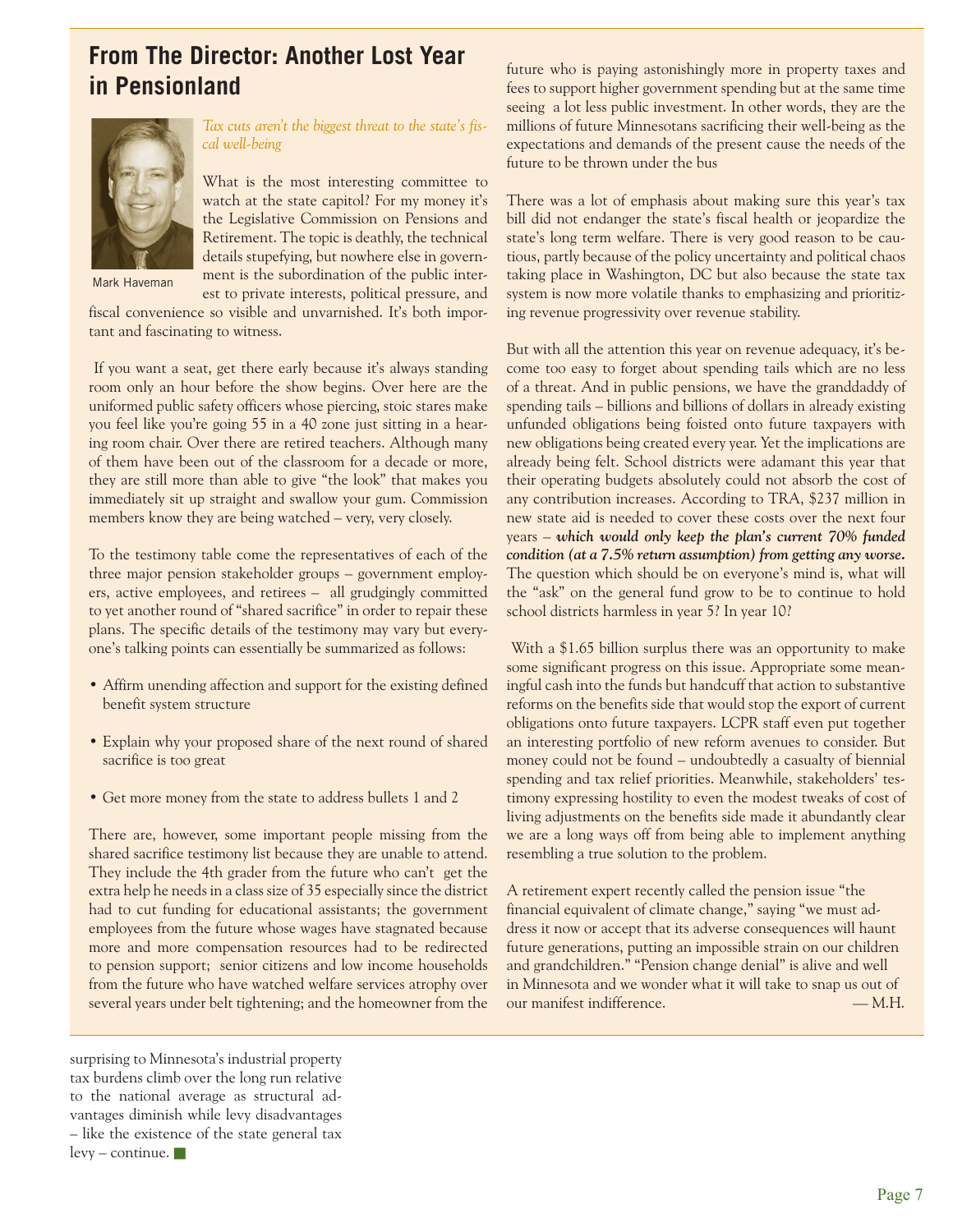## From The Director: Another Lost Year in Pensionland

Mark Haveman

*Tax cuts aren't the biggest threat to the state's fiscal well-being*

What is the most interesting committee to watch at the state capitol? For my money it's the Legislative Commission on Pensions and Retirement. The topic is deathly, the technical details stupefying, but nowhere else in government is the subordination of the public interest to private interests, political pressure, and fiscal convenience so visible and unvarnished. It's both important and fascinating to witness.

If you want a seat, get there early because it's always standing room only an hour before the show begins. Over here are the uniformed public safety officers whose piercing, stoic stares make you feel like you're going 55 in a 40 zone just sitting in a hearing room chair. Over there are retired teachers. Although many of them have been out of the classroom for a decade or more, they are still more than able to give "the look" that makes you immediately sit up straight and swallow your gum. Commission members know they are being watched – very, very closely.

To the testimony table come the representatives of each of the three major pension stakeholder groups – government employers, active employees, and retirees – all grudgingly committed to yet another round of "shared sacrifice" in order to repair these plans. The specific details of the testimony may vary but everyone's talking points can essentially be summarized as follows:

- Affirm unending affection and support for the existing defined benefit system structure
- Explain why your proposed share of the next round of shared sacrifice is too great
- Get more money from the state to address bullets 1 and 2

There are, however, some important people missing from the shared sacrifice testimony list because they are unable to attend. They include the 4th grader from the future who can't get the extra help he needs in a class size of 35 especially since the district had to cut funding for educational assistants; the government employees from the future whose wages have stagnated because more and more compensation resources had to be redirected to pension support; senior citizens and low income households from the future who have watched welfare services atrophy over several years under belt tightening; and the homeowner from the future who is paying astonishingly more in property taxes and fees to support higher government spending but at the same time seeing a lot less public investment. In other words, they are the millions of future Minnesotans sacrificing their well-being as the expectations and demands of the present cause the needs of the future to be thrown under the bus

There was a lot of emphasis about making sure this year's tax bill did not endanger the state's fiscal health or jeopardize the state's long term welfare. There is very good reason to be cautious, partly because of the policy uncertainty and political chaos taking place in Washington, DC but also because the state tax system is now more volatile thanks to emphasizing and prioritizing revenue progressivity over revenue stability.

But with all the attention this year on revenue adequacy, it's become too easy to forget about spending tails which are no less of a threat. And in public pensions, we have the granddaddy of spending tails – billions and billions of dollars in already existing unfunded obligations being foisted onto future taxpayers with new obligations being created every year. Yet the implications are already being felt. School districts were adamant this year that their operating budgets absolutely could not absorb the cost of any contribution increases. According to TRA, $237 million in new state aid is needed to cover these costs over the next four years – ***which would only keep the plan's current 70% funded condition (at a 7.5% return assumption) from getting any worse.*** The question which should be on everyone's mind is, what will the "ask" on the general fund grow to be to continue to hold school districts harmless in year 5? In year 10?

With a $1.65 billion surplus there was an opportunity to make some significant progress on this issue. Appropriate some meaningful cash into the funds but handcuff that action to substantive reforms on the benefits side that would stop the export of current obligations onto future taxpayers. LCPR staff even put together an interesting portfolio of new reform avenues to consider. But money could not be found – undoubtedly a casualty of biennial spending and tax relief priorities. Meanwhile, stakeholders' testimony expressing hostility to even the modest tweaks of cost of living adjustments on the benefits side made it abundantly clear we are a long ways off from being able to implement anything resembling a true solution to the problem.

A retirement expert recently called the pension issue "the financial equivalent of climate change," saying "we must address it now or accept that its adverse consequences will haunt future generations, putting an impossible strain on our children and grandchildren." "Pension change denial" is alive and well in Minnesota and we wonder what it will take to snap us out of our manifest indifference. — M.H.

surprising to Minnesota's industrial property tax burdens climb over the long run relative to the national average as structural advantages diminish while levy disadvantages – like the existence of the state general tax levy – continue. ■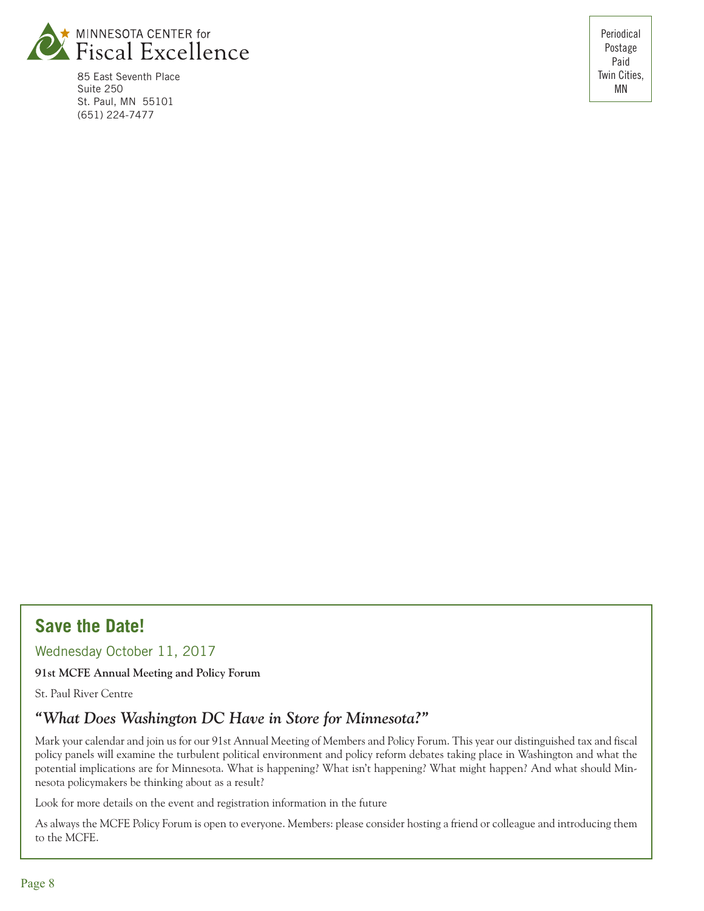MINNESOTA CENTER for
Fiscal Excellence

85 East Seventh Place
Suite 250
St. Paul, MN 55101
(651) 224-7477

Periodical
Postage
Paid
Twin Cities,
MN

## Save the Date!

Wednesday October 11, 2017

**91st MCFE Annual Meeting and Policy Forum**

St. Paul River Centre

### *"What Does Washington DC Have in Store for Minnesota?"*

Mark your calendar and join us for our 91st Annual Meeting of Members and Policy Forum. This year our distinguished tax and fiscal policy panels will examine the turbulent political environment and policy reform debates taking place in Washington and what the potential implications are for Minnesota. What is happening? What isn't happening? What might happen? And what should Minnesota policymakers be thinking about as a result?

Look for more details on the event and registration information in the future

As always the MCFE Policy Forum is open to everyone. Members: please consider hosting a friend or colleague and introducing them to the MCFE.